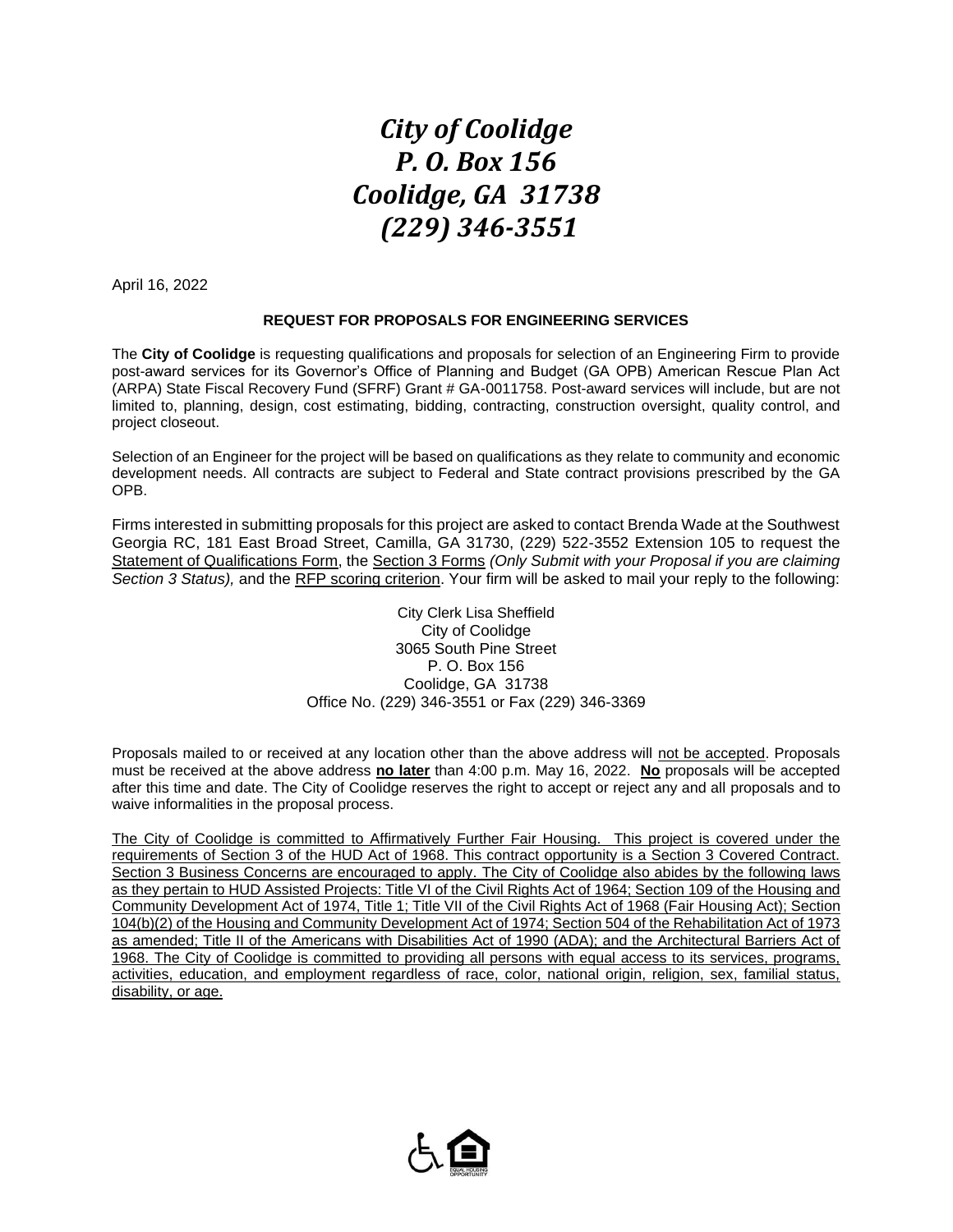# *City of Coolidge*
# *P. O. Box 156*
# *Coolidge, GA 31738*
# *(229) 346-3551*

April 16, 2022

**REQUEST FOR PROPOSALS FOR ENGINEERING SERVICES**

The **City of Coolidge** is requesting qualifications and proposals for selection of an Engineering Firm to provide post-award services for its Governor's Office of Planning and Budget (GA OPB) American Rescue Plan Act (ARPA) State Fiscal Recovery Fund (SFRF) Grant # GA-0011758. Post-award services will include, but are not limited to, planning, design, cost estimating, bidding, contracting, construction oversight, quality control, and project closeout.

Selection of an Engineer for the project will be based on qualifications as they relate to community and economic development needs. All contracts are subject to Federal and State contract provisions prescribed by the GA OPB.

Firms interested in submitting proposals for this project are asked to contact Brenda Wade at the Southwest Georgia RC, 181 East Broad Street, Camilla, GA 31730, (229) 522-3552 Extension 105 to request the <u>Statement of Qualifications Form</u>, the <u>Section 3 Forms</u> *(Only Submit with your Proposal if you are claiming Section 3 Status),* and the <u>RFP scoring criterion</u>. Your firm will be asked to mail your reply to the following:

City Clerk Lisa Sheffield
City of Coolidge
3065 South Pine Street
P. O. Box 156
Coolidge, GA 31738
Office No. (229) 346-3551 or Fax (229) 346-3369

Proposals mailed to or received at any location other than the above address will <u>not be accepted</u>. Proposals must be received at the above address **<u>no later</u>** than 4:00 p.m. May 16, 2022. **<u>No</u>** proposals will be accepted after this time and date. The City of Coolidge reserves the right to accept or reject any and all proposals and to waive informalities in the proposal process.

<u>The City of Coolidge is committed to Affirmatively Further Fair Housing. This project is covered under the requirements of Section 3 of the HUD Act of 1968. This contract opportunity is a Section 3 Covered Contract. Section 3 Business Concerns are encouraged to apply. The City of Coolidge also abides by the following laws as they pertain to HUD Assisted Projects: Title VI of the Civil Rights Act of 1964; Section 109 of the Housing and Community Development Act of 1974, Title 1; Title VII of the Civil Rights Act of 1968 (Fair Housing Act); Section 104(b)(2) of the Housing and Community Development Act of 1974; Section 504 of the Rehabilitation Act of 1973 as amended; Title II of the Americans with Disabilities Act of 1990 (ADA); and the Architectural Barriers Act of 1968. The City of Coolidge is committed to providing all persons with equal access to its services, programs, activities, education, and employment regardless of race, color, national origin, religion, sex, familial status, disability, or age.</u>

EQUAL HOUSING OPPORTUNITY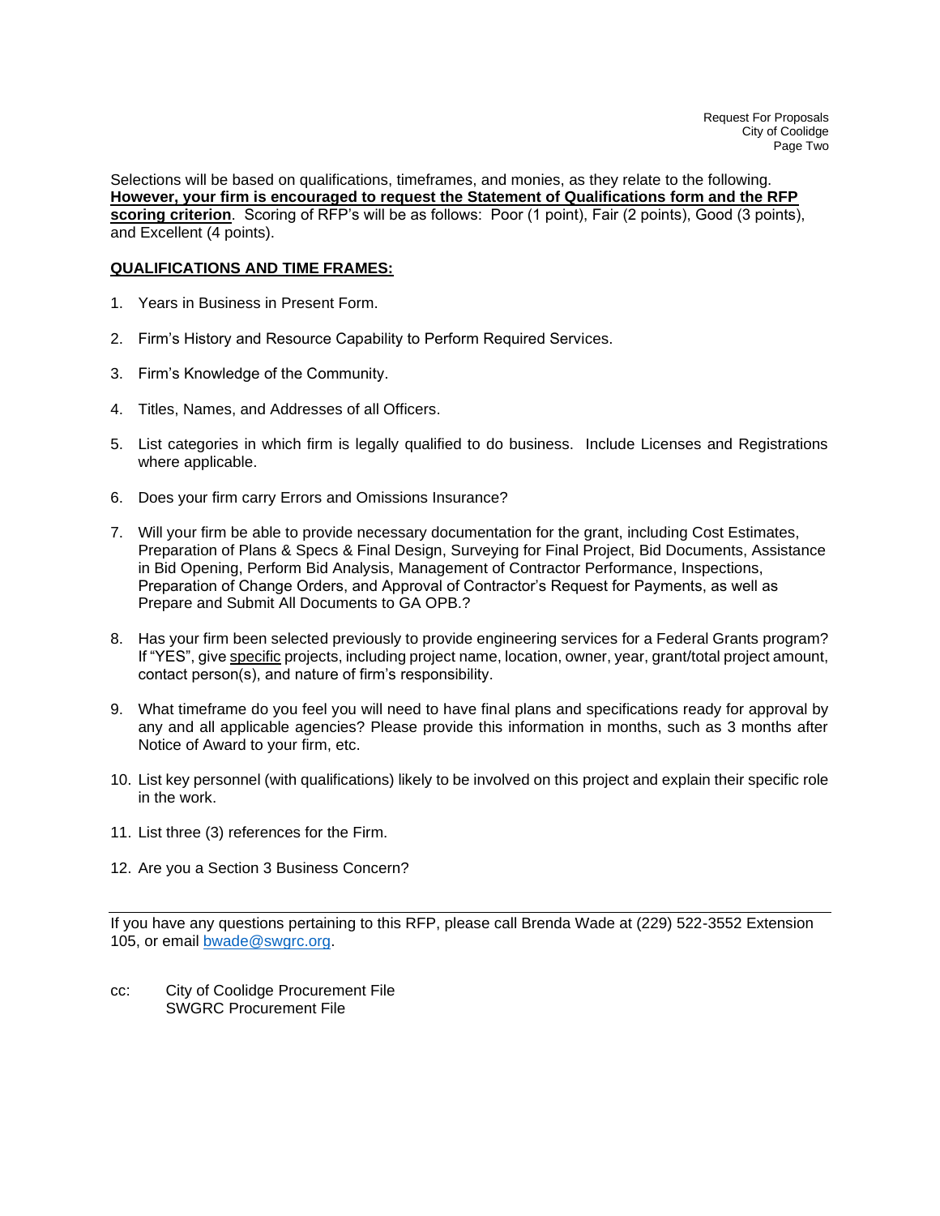Selections will be based on qualifications, timeframes, and monies, as they relate to the following. **However, your firm is encouraged to request the Statement of Qualifications form and the RFP scoring criterion**. Scoring of RFP's will be as follows: Poor (1 point), Fair (2 points), Good (3 points), and Excellent (4 points).

**QUALIFICATIONS AND TIME FRAMES:**

1. Years in Business in Present Form.
2. Firm's History and Resource Capability to Perform Required Services.
3. Firm's Knowledge of the Community.
4. Titles, Names, and Addresses of all Officers.
5. List categories in which firm is legally qualified to do business. Include Licenses and Registrations where applicable.
6. Does your firm carry Errors and Omissions Insurance?
7. Will your firm be able to provide necessary documentation for the grant, including Cost Estimates, Preparation of Plans & Specs & Final Design, Surveying for Final Project, Bid Documents, Assistance in Bid Opening, Perform Bid Analysis, Management of Contractor Performance, Inspections, Preparation of Change Orders, and Approval of Contractor's Request for Payments, as well as Prepare and Submit All Documents to GA OPB.?
8. Has your firm been selected previously to provide engineering services for a Federal Grants program? If "YES", give specific projects, including project name, location, owner, year, grant/total project amount, contact person(s), and nature of firm's responsibility.
9. What timeframe do you feel you will need to have final plans and specifications ready for approval by any and all applicable agencies? Please provide this information in months, such as 3 months after Notice of Award to your firm, etc.
10. List key personnel (with qualifications) likely to be involved on this project and explain their specific role in the work.
11. List three (3) references for the Firm.
12. Are you a Section 3 Business Concern?

---

If you have any questions pertaining to this RFP, please call Brenda Wade at (229) 522-3552 Extension 105, or email bwade@swgrc.org.

cc: City of Coolidge Procurement File
SWGRC Procurement File